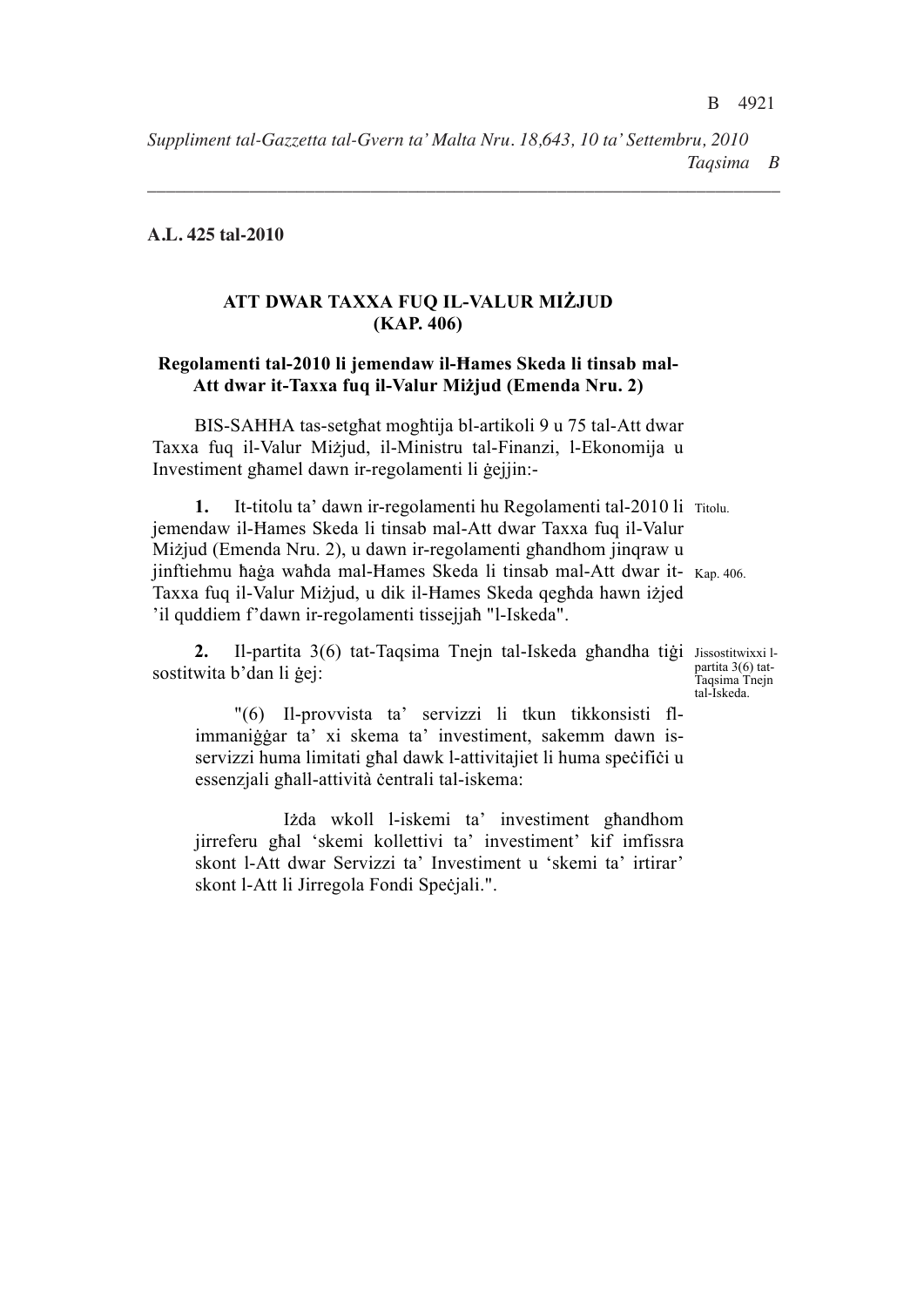**A.L. 425 tal-2010**

## ATT DWAR TAXXA FUQ IL-VALUR MIŻJUD (KAP. 406)

### Regolamenti tal-2010 li jemendaw il-Ħames Skeda li tinsab mal-Att dwar it-Taxxa fuq il-Valur Miżjud (Emenda Nru. 2)

BIS-SAĦĦA tas-setgħat mogħtija bl-artikoli 9 u 75 tal-Att dwar Taxxa fuq il-Valur Miżjud, il-Ministru tal-Finanzi, l-Ekonomija u Investiment għamel dawn ir-regolamenti li ġejjin:-

Titolu.

**1.** It-titolu ta' dawn ir-regolamenti hu Regolamenti tal-2010 li jemendaw il-Ħames Skeda li tinsab mal-Att dwar Taxxa fuq il-Valur Miżjud (Emenda Nru. 2), u dawn ir-regolamenti għandhom jinqraw u jinftiehmu ħaġa waħda mal-Ħames Skeda li tinsab mal-Att dwar it-Taxxa fuq il-Valur Miżjud, u dik il-Ħames Skeda qegħda hawn iżjed 'il quddiem f'dawn ir-regolamenti tissejjaħ "l-Iskeda".

Kap. 406.

Jissostitwixxi l-partita 3(6) tat-Taqsima Tnejn tal-Iskeda.

**2.** Il-partita 3(6) tat-Taqsima Tnejn tal-Iskeda għandha tiġi sostitwita b'dan li ġej:

"(6) Il-provvista ta' servizzi li tkun tikkonsisti fl-immaniġġar ta' xi skema ta' investiment, sakemm dawn is-servizzi huma limitati għal dawk l-attivitajiet li huma speċifiċi u essenzjali għall-attività ċentrali tal-iskema:

Iżda wkoll l-iskemi ta' investiment għandhom jirreferu għal 'skemi kollettivi ta' investiment' kif imfissra skont l-Att dwar Servizzi ta' Investiment u 'skemi ta' irtirar' skont l-Att li Jirregola Fondi Speċjali.".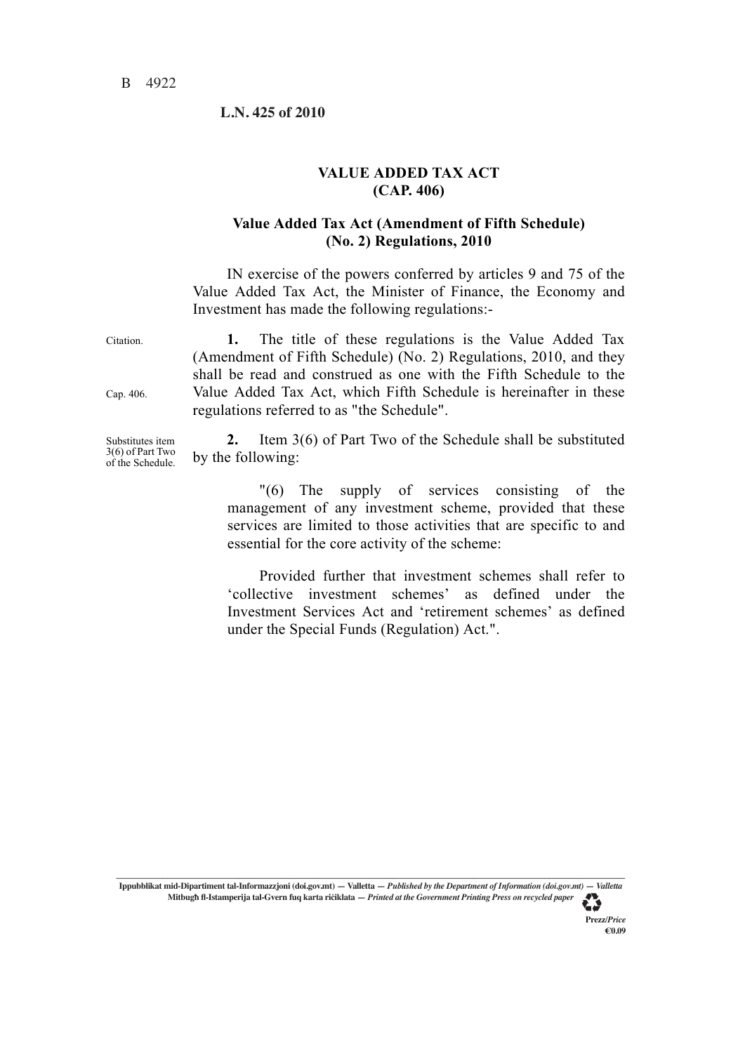**L.N. 425 of 2010**

**VALUE ADDED TAX ACT**
**(CAP. 406)**

**Value Added Tax Act (Amendment of Fifth Schedule) (No. 2) Regulations, 2010**

IN exercise of the powers conferred by articles 9 and 75 of the Value Added Tax Act, the Minister of Finance, the Economy and Investment has made the following regulations:-

Citation.

Cap. 406.

**1.** The title of these regulations is the Value Added Tax (Amendment of Fifth Schedule) (No. 2) Regulations, 2010, and they shall be read and construed as one with the Fifth Schedule to the Value Added Tax Act, which Fifth Schedule is hereinafter in these regulations referred to as "the Schedule".

Substitutes item 3(6) of Part Two of the Schedule.

**2.** Item 3(6) of Part Two of the Schedule shall be substituted by the following:

> "(6) The supply of services consisting of the management of any investment scheme, provided that these services are limited to those activities that are specific to and essential for the core activity of the scheme:
>
> Provided further that investment schemes shall refer to 'collective investment schemes' as defined under the Investment Services Act and 'retirement schemes' as defined under the Special Funds (Regulation) Act.".

Ippubblikat mid-Dipartiment tal-Informazzjoni (doi.gov.mt) — Valletta — *Published by the Department of Information (doi.gov.mt) — Valletta*
Mitbugħ fl-Istamperija tal-Gvern fuq karta riċiklata — *Printed at the Government Printing Press on recycled paper*

Prezz/*Price*
€0.09